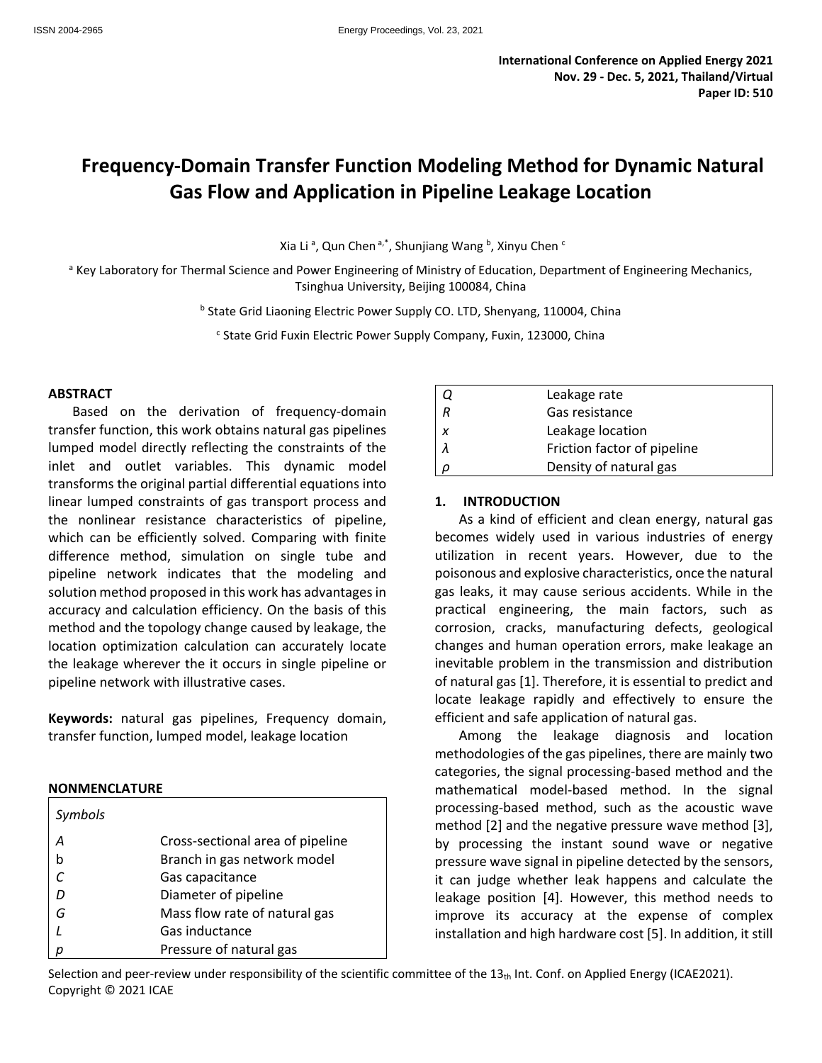International Conference on Applied Energy 2021
Nov. 29 - Dec. 5, 2021, Thailand/Virtual
Paper ID: 510

# Frequency-Domain Transfer Function Modeling Method for Dynamic Natural Gas Flow and Application in Pipeline Leakage Location

Xia Li [a], Qun Chen [a,*], Shunjiang Wang [b], Xinyu Chen [c]

[a] Key Laboratory for Thermal Science and Power Engineering of Ministry of Education, Department of Engineering Mechanics, Tsinghua University, Beijing 100084, China

[b] State Grid Liaoning Electric Power Supply CO. LTD, Shenyang, 110004, China

[c] State Grid Fuxin Electric Power Supply Company, Fuxin, 123000, China

## ABSTRACT

Based on the derivation of frequency-domain transfer function, this work obtains natural gas pipelines lumped model directly reflecting the constraints of the inlet and outlet variables. This dynamic model transforms the original partial differential equations into linear lumped constraints of gas transport process and the nonlinear resistance characteristics of pipeline, which can be efficiently solved. Comparing with finite difference method, simulation on single tube and pipeline network indicates that the modeling and solution method proposed in this work has advantages in accuracy and calculation efficiency. On the basis of this method and the topology change caused by leakage, the location optimization calculation can accurately locate the leakage wherever the it occurs in single pipeline or pipeline network with illustrative cases.

**Keywords:** natural gas pipelines, Frequency domain, transfer function, lumped model, leakage location

## NONMENCLATURE

| *Symbols* | |
|---|---|
| *A* | Cross-sectional area of pipeline |
| b | Branch in gas network model |
| *C* | Gas capacitance |
| *D* | Diameter of pipeline |
| *G* | Mass flow rate of natural gas |
| *L* | Gas inductance |
| *p* | Pressure of natural gas |
| *Q* | Leakage rate |
| *R* | Gas resistance |
| *x* | Leakage location |
| *λ* | Friction factor of pipeline |
| *ρ* | Density of natural gas |

## 1. INTRODUCTION

As a kind of efficient and clean energy, natural gas becomes widely used in various industries of energy utilization in recent years. However, due to the poisonous and explosive characteristics, once the natural gas leaks, it may cause serious accidents. While in the practical engineering, the main factors, such as corrosion, cracks, manufacturing defects, geological changes and human operation errors, make leakage an inevitable problem in the transmission and distribution of natural gas [1]. Therefore, it is essential to predict and locate leakage rapidly and effectively to ensure the efficient and safe application of natural gas.

Among the leakage diagnosis and location methodologies of the gas pipelines, there are mainly two categories, the signal processing-based method and the mathematical model-based method. In the signal processing-based method, such as the acoustic wave method [2] and the negative pressure wave method [3], by processing the instant sound wave or negative pressure wave signal in pipeline detected by the sensors, it can judge whether leak happens and calculate the leakage position [4]. However, this method needs to improve its accuracy at the expense of complex installation and high hardware cost [5]. In addition, it still

Selection and peer-review under responsibility of the scientific committee of the 13th Int. Conf. on Applied Energy (ICAE2021).
Copyright © 2021 ICAE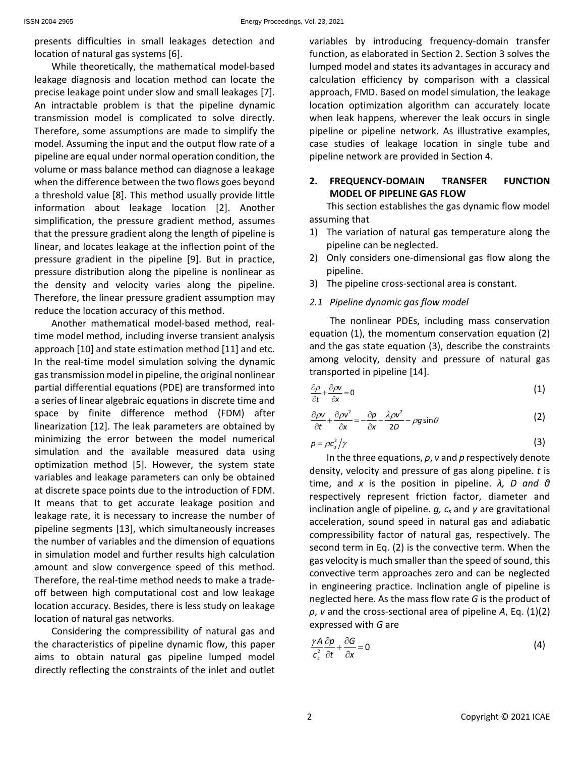presents difficulties in small leakages detection and location of natural gas systems [6].

While theoretically, the mathematical model-based leakage diagnosis and location method can locate the precise leakage point under slow and small leakages [7]. An intractable problem is that the pipeline dynamic transmission model is complicated to solve directly. Therefore, some assumptions are made to simplify the model. Assuming the input and the output flow rate of a pipeline are equal under normal operation condition, the volume or mass balance method can diagnose a leakage when the difference between the two flows goes beyond a threshold value [8]. This method usually provide little information about leakage location [2]. Another simplification, the pressure gradient method, assumes that the pressure gradient along the length of pipeline is linear, and locates leakage at the inflection point of the pressure gradient in the pipeline [9]. But in practice, pressure distribution along the pipeline is nonlinear as the density and velocity varies along the pipeline. Therefore, the linear pressure gradient assumption may reduce the location accuracy of this method.

Another mathematical model-based method, real-time model method, including inverse transient analysis approach [10] and state estimation method [11] and etc. In the real-time model simulation solving the dynamic gas transmission model in pipeline, the original nonlinear partial differential equations (PDE) are transformed into a series of linear algebraic equations in discrete time and space by finite difference method (FDM) after linearization [12]. The leak parameters are obtained by minimizing the error between the model numerical simulation and the available measured data using optimization method [5]. However, the system state variables and leakage parameters can only be obtained at discrete space points due to the introduction of FDM. It means that to get accurate leakage position and leakage rate, it is necessary to increase the number of pipeline segments [13], which simultaneously increases the number of variables and the dimension of equations in simulation model and further results high calculation amount and slow convergence speed of this method. Therefore, the real-time method needs to make a trade-off between high computational cost and low leakage location accuracy. Besides, there is less study on leakage location of natural gas networks.

Considering the compressibility of natural gas and the characteristics of pipeline dynamic flow, this paper aims to obtain natural gas pipeline lumped model directly reflecting the constraints of the inlet and outlet variables by introducing frequency-domain transfer function, as elaborated in Section 2. Section 3 solves the lumped model and states its advantages in accuracy and calculation efficiency by comparison with a classical approach, FMD. Based on model simulation, the leakage location optimization algorithm can accurately locate when leak happens, wherever the leak occurs in single pipeline or pipeline network. As illustrative examples, case studies of leakage location in single tube and pipeline network are provided in Section 4.

## 2. FREQUENCY-DOMAIN TRANSFER FUNCTION MODEL OF PIPELINE GAS FLOW

This section establishes the gas dynamic flow model assuming that

1) The variation of natural gas temperature along the pipeline can be neglected.
2) Only considers one-dimensional gas flow along the pipeline.
3) The pipeline cross-sectional area is constant.

### *2.1 Pipeline dynamic gas flow model*

The nonlinear PDEs, including mass conservation equation (1), the momentum conservation equation (2) and the gas state equation (3), describe the constraints among velocity, density and pressure of natural gas transported in pipeline [14].

$$\frac{\partial \rho}{\partial t}+\frac{\partial \rho v}{\partial x}=0 \tag{1}$$

$$\frac{\partial \rho v}{\partial t}+\frac{\partial \rho v^{2}}{\partial x}=-\frac{\partial p}{\partial x}-\frac{\lambda \rho v^{2}}{2D}-\rho g\sin\theta \tag{2}$$

$$p=\rho c_{s}^{2}/\gamma \tag{3}$$

In the three equations, $\rho$, $v$ and $p$ respectively denote density, velocity and pressure of gas along pipeline. $t$ is time, and $x$ is the position in pipeline. $\lambda$, $D$ and $\vartheta$ respectively represent friction factor, diameter and inclination angle of pipeline. $g$, $c_s$ and $\gamma$ are gravitational acceleration, sound speed in natural gas and adiabatic compressibility factor of natural gas, respectively. The second term in Eq. (2) is the convective term. When the gas velocity is much smaller than the speed of sound, this convective term approaches zero and can be neglected in engineering practice. Inclination angle of pipeline is neglected here. As the mass flow rate $G$ is the product of $\rho$, $v$ and the cross-sectional area of pipeline $A$, Eq. (1)(2) expressed with $G$ are

$$\frac{\gamma A}{c_{s}^{2}}\frac{\partial p}{\partial t}+\frac{\partial G}{\partial x}=0 \tag{4}$$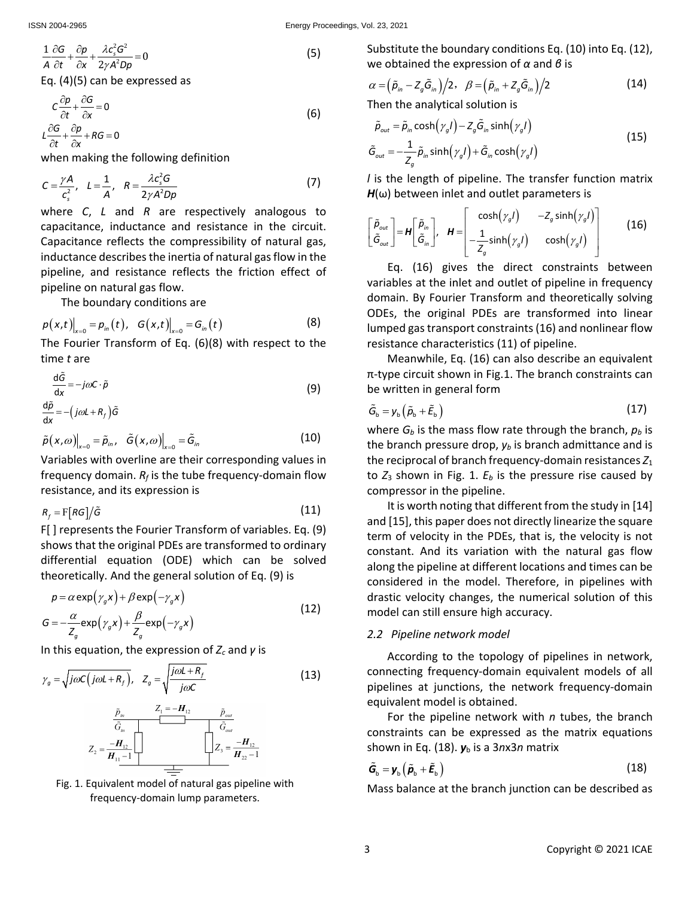$$\frac{1}{A}\frac{\partial G}{\partial t}+\frac{\partial p}{\partial x}+\frac{\lambda c_s^2 G^2}{2\gamma A^2 Dp}=0 \tag{5}$$

Eq. (4)(5) can be expressed as

$$C\frac{\partial p}{\partial t}+\frac{\partial G}{\partial x}=0$$
$$L\frac{\partial G}{\partial t}+\frac{\partial p}{\partial x}+RG=0 \tag{6}$$

when making the following definition

$$C=\frac{\gamma A}{c_s^2},\quad L=\frac{1}{A},\quad R=\frac{\lambda c_s^2 G}{2\gamma A^2 Dp} \tag{7}$$

where $C$, $L$ and $R$ are respectively analogous to capacitance, inductance and resistance in the circuit. Capacitance reflects the compressibility of natural gas, inductance describes the inertia of natural gas flow in the pipeline, and resistance reflects the friction effect of pipeline on natural gas flow.

The boundary conditions are

$$p(x,t)\big|_{x=0}=p_{in}(t),\quad G(x,t)\big|_{x=0}=G_{in}(t) \tag{8}$$

The Fourier Transform of Eq. (6)(8) with respect to the time $t$ are

$$\frac{\mathrm{d}\tilde{G}}{\mathrm{d}x}=-j\omega C\cdot\tilde{p}$$
$$\frac{\mathrm{d}\tilde{p}}{\mathrm{d}x}=-\left(j\omega L+R_f\right)\tilde{G} \tag{9}$$

$$\tilde{p}(x,\omega)\big|_{x=0}=\tilde{p}_{in},\quad \tilde{G}(x,\omega)\big|_{x=0}=\tilde{G}_{in} \tag{10}$$

Variables with overline are their corresponding values in frequency domain. $R_f$ is the tube frequency-domain flow resistance, and its expression is

$$R_f=\mathrm{F}\left[RG\right]/\tilde{G} \tag{11}$$

F[ ] represents the Fourier Transform of variables. Eq. (9) shows that the original PDEs are transformed to ordinary differential equation (ODE) which can be solved theoretically. And the general solution of Eq. (9) is

$$p=\alpha\exp\left(\gamma_g x\right)+\beta\exp\left(-\gamma_g x\right)$$
$$G=-\frac{\alpha}{Z_g}\exp\left(\gamma_g x\right)+\frac{\beta}{Z_g}\exp\left(-\gamma_g x\right) \tag{12}$$

In this equation, the expression of $Z_c$ and $\gamma$ is

$$\gamma_g=\sqrt{j\omega C\left(j\omega L+R_f\right)},\quad Z_g=\sqrt{\frac{j\omega L+R_f}{j\omega C}} \tag{13}$$

Fig. 1. Equivalent model of natural gas pipeline with frequency-domain lump parameters.

Substitute the boundary conditions Eq. (10) into Eq. (12), we obtained the expression of $\alpha$ and $\beta$ is

$$\alpha=\left(\tilde{p}_{in}-Z_g\tilde{G}_{in}\right)\big/2,\quad \beta=\left(\tilde{p}_{in}+Z_g\tilde{G}_{in}\right)\big/2 \tag{14}$$

Then the analytical solution is

$$\tilde{p}_{out}=\tilde{p}_{in}\cosh\left(\gamma_g l\right)-Z_g\tilde{G}_{in}\sinh\left(\gamma_g l\right)$$
$$\tilde{G}_{out}=-\frac{1}{Z_g}\tilde{p}_{in}\sinh\left(\gamma_g l\right)+\tilde{G}_{in}\cosh\left(\gamma_g l\right) \tag{15}$$

$l$ is the length of pipeline. The transfer function matrix $\boldsymbol{H}(\omega)$ between inlet and outlet parameters is

$$\begin{bmatrix}\tilde{p}_{out}\\ \tilde{G}_{out}\end{bmatrix}=\boldsymbol{H}\begin{bmatrix}\tilde{p}_{in}\\ \tilde{G}_{in}\end{bmatrix},\quad \boldsymbol{H}=\begin{bmatrix}\cosh\left(\gamma_g l\right) & -Z_g\sinh\left(\gamma_g l\right)\\ -\frac{1}{Z_g}\sinh\left(\gamma_g l\right) & \cosh\left(\gamma_g l\right)\end{bmatrix} \tag{16}$$

Eq. (16) gives the direct constraints between variables at the inlet and outlet of pipeline in frequency domain. By Fourier Transform and theoretically solving ODEs, the original PDEs are transformed into linear lumped gas transport constraints (16) and nonlinear flow resistance characteristics (11) of pipeline.

Meanwhile, Eq. (16) can also describe an equivalent π-type circuit shown in Fig.1. The branch constraints can be written in general form

$$\tilde{G}_{\mathrm{b}}=y_{\mathrm{b}}\left(\tilde{p}_{\mathrm{b}}+\tilde{E}_{\mathrm{b}}\right) \tag{17}$$

where $G_b$ is the mass flow rate through the branch, $p_b$ is the branch pressure drop, $y_b$ is branch admittance and is the reciprocal of branch frequency-domain resistances $Z_1$ to $Z_3$ shown in Fig. 1. $E_b$ is the pressure rise caused by compressor in the pipeline.

It is worth noting that different from the study in [14] and [15], this paper does not directly linearize the square term of velocity in the PDEs, that is, the velocity is not constant. And its variation with the natural gas flow along the pipeline at different locations and times can be considered in the model. Therefore, in pipelines with drastic velocity changes, the numerical solution of this model can still ensure high accuracy.

### 2.2 Pipeline network model

According to the topology of pipelines in network, connecting frequency-domain equivalent models of all pipelines at junctions, the network frequency-domain equivalent model is obtained.

For the pipeline network with $n$ tubes, the branch constraints can be expressed as the matrix equations shown in Eq. (18). $\boldsymbol{y}_{\mathrm{b}}$ is a 3$n$x3$n$ matrix

$$\boldsymbol{\tilde{G}}_{\mathrm{b}}=\boldsymbol{y}_{\mathrm{b}}\left(\boldsymbol{\tilde{p}}_{\mathrm{b}}+\boldsymbol{\tilde{E}}_{\mathrm{b}}\right) \tag{18}$$

Mass balance at the branch junction can be described as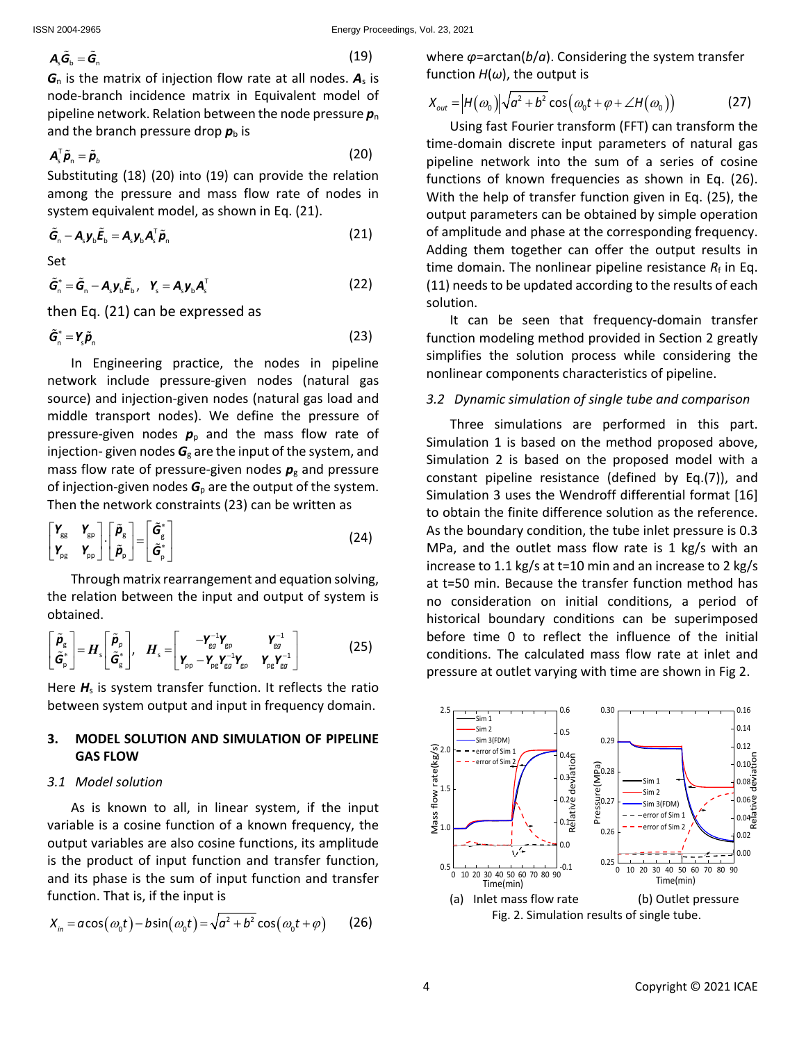$$\boldsymbol{A}_{\mathrm{s}}\tilde{\boldsymbol{G}}_{\mathrm{b}}=\tilde{\boldsymbol{G}}_{\mathrm{n}} \tag{19}$$

$\boldsymbol{G}_{\mathrm{n}}$ is the matrix of injection flow rate at all nodes. $\boldsymbol{A}_{\mathrm{s}}$ is node-branch incidence matrix in Equivalent model of pipeline network. Relation between the node pressure $\boldsymbol{p}_{\mathrm{n}}$ and the branch pressure drop $\boldsymbol{p}_{\mathrm{b}}$ is

$$\boldsymbol{A}_{\mathrm{s}}^{\mathrm{T}}\tilde{\boldsymbol{p}}_{\mathrm{n}}=\tilde{\boldsymbol{p}}_{b} \tag{20}$$

Substituting (18) (20) into (19) can provide the relation among the pressure and mass flow rate of nodes in system equivalent model, as shown in Eq. (21).

$$\tilde{\boldsymbol{G}}_{\mathrm{n}}-\boldsymbol{A}_{\mathrm{s}}\boldsymbol{y}_{\mathrm{b}}\tilde{\boldsymbol{E}}_{\mathrm{b}}=\boldsymbol{A}_{\mathrm{s}}\boldsymbol{y}_{\mathrm{b}}\boldsymbol{A}_{\mathrm{s}}^{\mathrm{T}}\tilde{\boldsymbol{p}}_{\mathrm{n}} \tag{21}$$

Set

$$\tilde{\boldsymbol{G}}_{\mathrm{n}}^{*}=\tilde{\boldsymbol{G}}_{\mathrm{n}}-\boldsymbol{A}_{\mathrm{s}}\boldsymbol{y}_{\mathrm{b}}\tilde{\boldsymbol{E}}_{\mathrm{b}},\quad \boldsymbol{Y}_{\mathrm{s}}=\boldsymbol{A}_{\mathrm{s}}\boldsymbol{y}_{\mathrm{b}}\boldsymbol{A}_{\mathrm{s}}^{\mathrm{T}} \tag{22}$$

then Eq. (21) can be expressed as

$$\tilde{\boldsymbol{G}}_{\mathrm{n}}^{*}=\boldsymbol{Y}_{\mathrm{s}}\tilde{\boldsymbol{p}}_{\mathrm{n}} \tag{23}$$

In Engineering practice, the nodes in pipeline network include pressure-given nodes (natural gas source) and injection-given nodes (natural gas load and middle transport nodes). We define the pressure of pressure-given nodes $\boldsymbol{p}_{\mathrm{p}}$ and the mass flow rate of injection- given nodes $\boldsymbol{G}_{\mathrm{g}}$ are the input of the system, and mass flow rate of pressure-given nodes $\boldsymbol{p}_{\mathrm{g}}$ and pressure of injection-given nodes $\boldsymbol{G}_{\mathrm{p}}$ are the output of the system. Then the network constraints (23) can be written as

$$\begin{bmatrix}\boldsymbol{Y}_{\mathrm{gg}} & \boldsymbol{Y}_{\mathrm{gp}}\\ \boldsymbol{Y}_{\mathrm{pg}} & \boldsymbol{Y}_{\mathrm{pp}}\end{bmatrix}\cdot\begin{bmatrix}\tilde{\boldsymbol{p}}_{\mathrm{g}}\\ \tilde{\boldsymbol{p}}_{\mathrm{p}}\end{bmatrix}=\begin{bmatrix}\tilde{\boldsymbol{G}}_{\mathrm{g}}^{*}\\ \tilde{\boldsymbol{G}}_{\mathrm{p}}^{*}\end{bmatrix} \tag{24}$$

Through matrix rearrangement and equation solving, the relation between the input and output of system is obtained.

$$\begin{bmatrix}\tilde{\boldsymbol{p}}_{\mathrm{g}}\\ \tilde{\boldsymbol{G}}_{\mathrm{p}}^{*}\end{bmatrix}=\boldsymbol{H}_{\mathrm{s}}\begin{bmatrix}\tilde{\boldsymbol{p}}_{p}\\ \tilde{\boldsymbol{G}}_{\mathrm{g}}^{*}\end{bmatrix},\quad \boldsymbol{H}_{\mathrm{s}}=\begin{bmatrix}-\boldsymbol{Y}_{gg}^{-1}\boldsymbol{Y}_{\mathrm{gp}} & \boldsymbol{Y}_{gg}^{-1}\\ \boldsymbol{Y}_{\mathrm{pp}}-\boldsymbol{Y}_{\mathrm{pg}}\boldsymbol{Y}_{gg}^{-1}\boldsymbol{Y}_{\mathrm{gp}} & \boldsymbol{Y}_{\mathrm{pg}}\boldsymbol{Y}_{gg}^{-1}\end{bmatrix} \tag{25}$$

Here $\boldsymbol{H}_{\mathrm{s}}$ is system transfer function. It reflects the ratio between system output and input in frequency domain.

## 3. MODEL SOLUTION AND SIMULATION OF PIPELINE GAS FLOW

### *3.1 Model solution*

As is known to all, in linear system, if the input variable is a cosine function of a known frequency, the output variables are also cosine functions, its amplitude is the product of input function and transfer function, and its phase is the sum of input function and transfer function. That is, if the input is

$$X_{in}=a\cos(\omega_0 t)-b\sin(\omega_0 t)=\sqrt{a^2+b^2}\cos(\omega_0 t+\varphi) \tag{26}$$

where $\varphi$=arctan($b/a$). Considering the system transfer function $H(\omega)$, the output is

$$X_{out}=\left|H(\omega_0)\right|\sqrt{a^2+b^2}\cos\left(\omega_0 t+\varphi+\angle H(\omega_0)\right) \tag{27}$$

Using fast Fourier transform (FFT) can transform the time-domain discrete input parameters of natural gas pipeline network into the sum of a series of cosine functions of known frequencies as shown in Eq. (26). With the help of transfer function given in Eq. (25), the output parameters can be obtained by simple operation of amplitude and phase at the corresponding frequency. Adding them together can offer the output results in time domain. The nonlinear pipeline resistance $R_{\mathrm{f}}$ in Eq. (11) needs to be updated according to the results of each solution.

It can be seen that frequency-domain transfer function modeling method provided in Section 2 greatly simplifies the solution process while considering the nonlinear components characteristics of pipeline.

### *3.2 Dynamic simulation of single tube and comparison*

Three simulations are performed in this part. Simulation 1 is based on the method proposed above, Simulation 2 is based on the proposed model with a constant pipeline resistance (defined by Eq.(7)), and Simulation 3 uses the Wendroff differential format [16] to obtain the finite difference solution as the reference. As the boundary condition, the tube inlet pressure is 0.3 MPa, and the outlet mass flow rate is 1 kg/s with an increase to 1.1 kg/s at t=10 min and an increase to 2 kg/s at t=50 min. Because the transfer function method has no consideration on initial conditions, a period of historical boundary conditions can be superimposed before time 0 to reflect the influence of the initial conditions. The calculated mass flow rate at inlet and pressure at outlet varying with time are shown in Fig 2.

(a) Inlet mass flow rate (b) Outlet pressure

Fig. 2. Simulation results of single tube.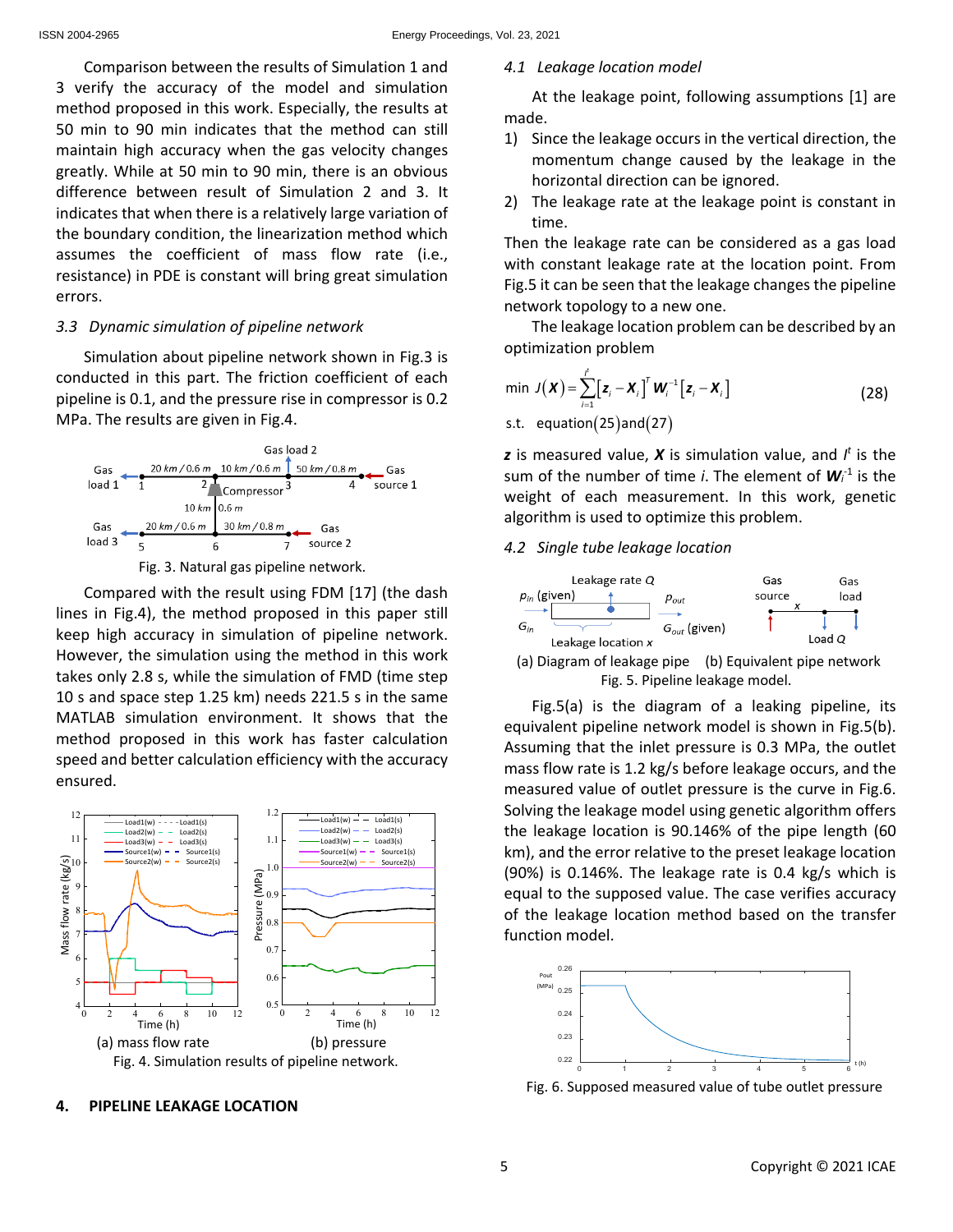Comparison between the results of Simulation 1 and 3 verify the accuracy of the model and simulation method proposed in this work. Especially, the results at 50 min to 90 min indicates that the method can still maintain high accuracy when the gas velocity changes greatly. While at 50 min to 90 min, there is an obvious difference between result of Simulation 2 and 3. It indicates that when there is a relatively large variation of the boundary condition, the linearization method which assumes the coefficient of mass flow rate (i.e., resistance) in PDE is constant will bring great simulation errors.

### 3.3 Dynamic simulation of pipeline network

Simulation about pipeline network shown in Fig.3 is conducted in this part. The friction coefficient of each pipeline is 0.1, and the pressure rise in compressor is 0.2 MPa. The results are given in Fig.4.

Fig. 3. Natural gas pipeline network.

Compared with the result using FDM [17] (the dash lines in Fig.4), the method proposed in this paper still keep high accuracy in simulation of pipeline network. However, the simulation using the method in this work takes only 2.8 s, while the simulation of FMD (time step 10 s and space step 1.25 km) needs 221.5 s in the same MATLAB simulation environment. It shows that the method proposed in this work has faster calculation speed and better calculation efficiency with the accuracy ensured.

(a) mass flow rate (b) pressure

Fig. 4. Simulation results of pipeline network.

## 4. PIPELINE LEAKAGE LOCATION

### 4.1 Leakage location model

At the leakage point, following assumptions [1] are made.

1) Since the leakage occurs in the vertical direction, the momentum change caused by the leakage in the horizontal direction can be ignored.
2) The leakage rate at the leakage point is constant in time.

Then the leakage rate can be considered as a gas load with constant leakage rate at the location point. From Fig.5 it can be seen that the leakage changes the pipeline network topology to a new one.

The leakage location problem can be described by an optimization problem

$$\min\ J(\boldsymbol{X})=\sum_{i=1}^{I^t}\left[\boldsymbol{z}_i-\boldsymbol{X}_i\right]^T\boldsymbol{W}_i^{-1}\left[\boldsymbol{z}_i-\boldsymbol{X}_i\right] \tag{28}$$

$$\text{s.t.}\quad \text{equation}(25)\text{and}(27)$$

$\boldsymbol{z}$ is measured value, $\boldsymbol{X}$ is simulation value, and $I^t$ is the sum of the number of time $i$. The element of $\boldsymbol{W}_i^{-1}$ is the weight of each measurement. In this work, genetic algorithm is used to optimize this problem.

### 4.2 Single tube leakage location

(a) Diagram of leakage pipe (b) Equivalent pipe network

Fig. 5. Pipeline leakage model.

Fig.5(a) is the diagram of a leaking pipeline, its equivalent pipeline network model is shown in Fig.5(b). Assuming that the inlet pressure is 0.3 MPa, the outlet mass flow rate is 1.2 kg/s before leakage occurs, and the measured value of outlet pressure is the curve in Fig.6. Solving the leakage model using genetic algorithm offers the leakage location is 90.146% of the pipe length (60 km), and the error relative to the preset leakage location (90%) is 0.146%. The leakage rate is 0.4 kg/s which is equal to the supposed value. The case verifies accuracy of the leakage location method based on the transfer function model.

Fig. 6. Supposed measured value of tube outlet pressure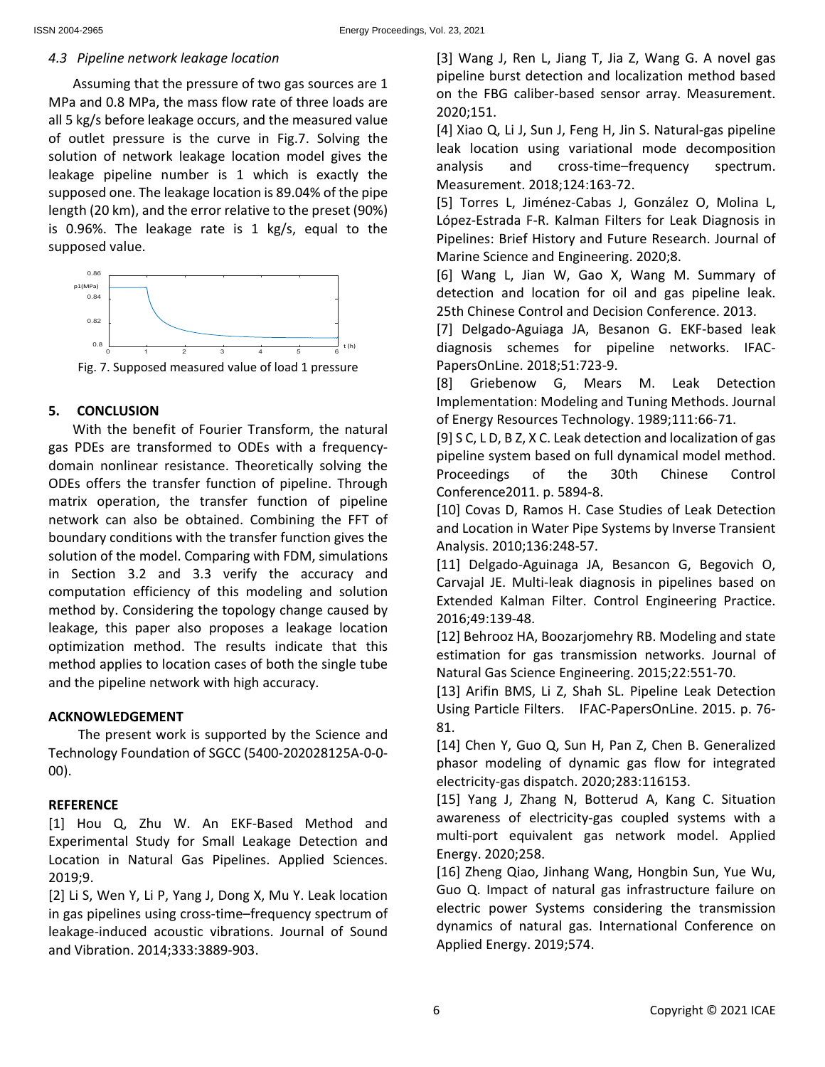### 4.3 Pipeline network leakage location

Assuming that the pressure of two gas sources are 1 MPa and 0.8 MPa, the mass flow rate of three loads are all 5 kg/s before leakage occurs, and the measured value of outlet pressure is the curve in Fig.7. Solving the solution of network leakage location model gives the leakage pipeline number is 1 which is exactly the supposed one. The leakage location is 89.04% of the pipe length (20 km), and the error relative to the preset (90%) is 0.96%. The leakage rate is 1 kg/s, equal to the supposed value.

0.86
p1(MPa)
0.84
0.82
0.8
0
1
2
3
4
5
6
t (h)

Fig. 7. Supposed measured value of load 1 pressure

## 5. CONCLUSION

With the benefit of Fourier Transform, the natural gas PDEs are transformed to ODEs with a frequency-domain nonlinear resistance. Theoretically solving the ODEs offers the transfer function of pipeline. Through matrix operation, the transfer function of pipeline network can also be obtained. Combining the FFT of boundary conditions with the transfer function gives the solution of the model. Comparing with FDM, simulations in Section 3.2 and 3.3 verify the accuracy and computation efficiency of this modeling and solution method by. Considering the topology change caused by leakage, this paper also proposes a leakage location optimization method. The results indicate that this method applies to location cases of both the single tube and the pipeline network with high accuracy.

## ACKNOWLEDGEMENT

The present work is supported by the Science and Technology Foundation of SGCC (5400-202028125A-0-0-00).

## REFERENCE

[1] Hou Q, Zhu W. An EKF-Based Method and Experimental Study for Small Leakage Detection and Location in Natural Gas Pipelines. Applied Sciences. 2019;9.

[2] Li S, Wen Y, Li P, Yang J, Dong X, Mu Y. Leak location in gas pipelines using cross-time–frequency spectrum of leakage-induced acoustic vibrations. Journal of Sound and Vibration. 2014;333:3889-903.

[3] Wang J, Ren L, Jiang T, Jia Z, Wang G. A novel gas pipeline burst detection and localization method based on the FBG caliber-based sensor array. Measurement. 2020;151.

[4] Xiao Q, Li J, Sun J, Feng H, Jin S. Natural-gas pipeline leak location using variational mode decomposition analysis and cross-time–frequency spectrum. Measurement. 2018;124:163-72.

[5] Torres L, Jiménez-Cabas J, González O, Molina L, López-Estrada F-R. Kalman Filters for Leak Diagnosis in Pipelines: Brief History and Future Research. Journal of Marine Science and Engineering. 2020;8.

[6] Wang L, Jian W, Gao X, Wang M. Summary of detection and location for oil and gas pipeline leak. 25th Chinese Control and Decision Conference. 2013.

[7] Delgado-Aguiaga JA, Besanon G. EKF-based leak diagnosis schemes for pipeline networks. IFAC-PapersOnLine. 2018;51:723-9.

[8] Griebenow G, Mears M. Leak Detection Implementation: Modeling and Tuning Methods. Journal of Energy Resources Technology. 1989;111:66-71.

[9] S C, L D, B Z, X C. Leak detection and localization of gas pipeline system based on full dynamical model method. Proceedings of the 30th Chinese Control Conference2011. p. 5894-8.

[10] Covas D, Ramos H. Case Studies of Leak Detection and Location in Water Pipe Systems by Inverse Transient Analysis. 2010;136:248-57.

[11] Delgado-Aguinaga JA, Besancon G, Begovich O, Carvajal JE. Multi-leak diagnosis in pipelines based on Extended Kalman Filter. Control Engineering Practice. 2016;49:139-48.

[12] Behrooz HA, Boozarjomehry RB. Modeling and state estimation for gas transmission networks. Journal of Natural Gas Science Engineering. 2015;22:551-70.

[13] Arifin BMS, Li Z, Shah SL. Pipeline Leak Detection Using Particle Filters. IFAC-PapersOnLine. 2015. p. 76-81.

[14] Chen Y, Guo Q, Sun H, Pan Z, Chen B. Generalized phasor modeling of dynamic gas flow for integrated electricity-gas dispatch. 2020;283:116153.

[15] Yang J, Zhang N, Botterud A, Kang C. Situation awareness of electricity-gas coupled systems with a multi-port equivalent gas network model. Applied Energy. 2020;258.

[16] Zheng Qiao, Jinhang Wang, Hongbin Sun, Yue Wu, Guo Q. Impact of natural gas infrastructure failure on electric power Systems considering the transmission dynamics of natural gas. International Conference on Applied Energy. 2019;574.